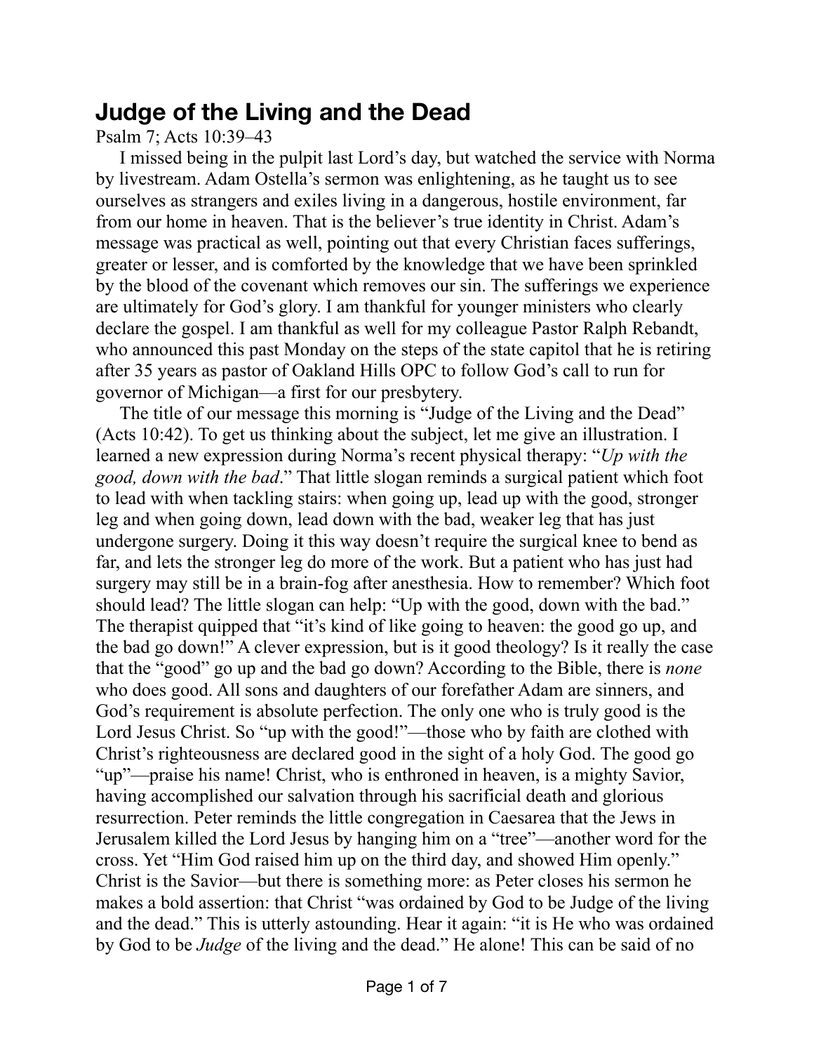# Judge of the Living and the Dead

Psalm 7; Acts 10:39–43

I missed being in the pulpit last Lord's day, but watched the service with Norma by livestream. Adam Ostella's sermon was enlightening, as he taught us to see ourselves as strangers and exiles living in a dangerous, hostile environment, far from our home in heaven. That is the believer's true identity in Christ. Adam's message was practical as well, pointing out that every Christian faces sufferings, greater or lesser, and is comforted by the knowledge that we have been sprinkled by the blood of the covenant which removes our sin. The sufferings we experience are ultimately for God's glory. I am thankful for younger ministers who clearly declare the gospel. I am thankful as well for my colleague Pastor Ralph Rebandt, who announced this past Monday on the steps of the state capitol that he is retiring after 35 years as pastor of Oakland Hills OPC to follow God's call to run for governor of Michigan—a first for our presbytery.

The title of our message this morning is "Judge of the Living and the Dead" (Acts 10:42). To get us thinking about the subject, let me give an illustration. I learned a new expression during Norma's recent physical therapy: "*Up with the good, down with the bad*." That little slogan reminds a surgical patient which foot to lead with when tackling stairs: when going up, lead up with the good, stronger leg and when going down, lead down with the bad, weaker leg that has just undergone surgery. Doing it this way doesn't require the surgical knee to bend as far, and lets the stronger leg do more of the work. But a patient who has just had surgery may still be in a brain-fog after anesthesia. How to remember? Which foot should lead? The little slogan can help: "Up with the good, down with the bad." The therapist quipped that "it's kind of like going to heaven: the good go up, and the bad go down!" A clever expression, but is it good theology? Is it really the case that the "good" go up and the bad go down? According to the Bible, there is *none* who does good. All sons and daughters of our forefather Adam are sinners, and God's requirement is absolute perfection. The only one who is truly good is the Lord Jesus Christ. So "up with the good!"—those who by faith are clothed with Christ's righteousness are declared good in the sight of a holy God. The good go "up"—praise his name! Christ, who is enthroned in heaven, is a mighty Savior, having accomplished our salvation through his sacrificial death and glorious resurrection. Peter reminds the little congregation in Caesarea that the Jews in Jerusalem killed the Lord Jesus by hanging him on a "tree"—another word for the cross. Yet "Him God raised him up on the third day, and showed Him openly." Christ is the Savior—but there is something more: as Peter closes his sermon he makes a bold assertion: that Christ "was ordained by God to be Judge of the living and the dead." This is utterly astounding. Hear it again: "it is He who was ordained by God to be *Judge* of the living and the dead." He alone! This can be said of no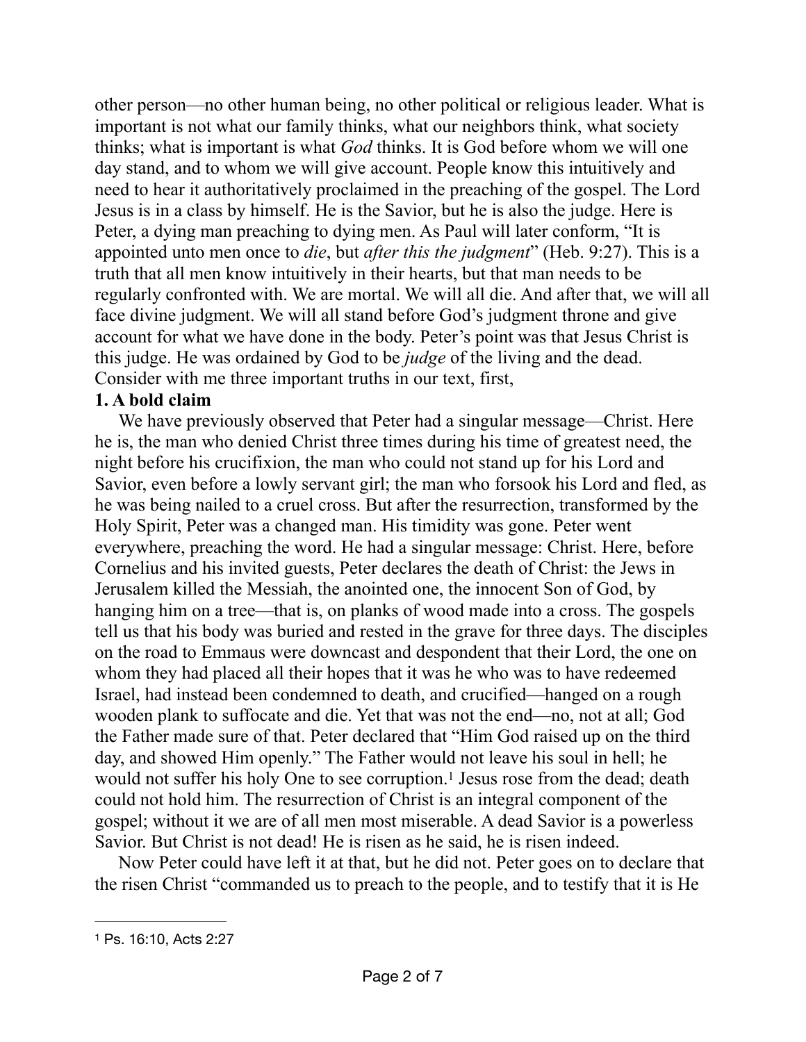other person—no other human being, no other political or religious leader. What is important is not what our family thinks, what our neighbors think, what society thinks; what is important is what *God* thinks. It is God before whom we will one day stand, and to whom we will give account. People know this intuitively and need to hear it authoritatively proclaimed in the preaching of the gospel. The Lord Jesus is in a class by himself. He is the Savior, but he is also the judge. Here is Peter, a dying man preaching to dying men. As Paul will later conform, "It is appointed unto men once to *die*, but *after this the judgment*" (Heb. 9:27). This is a truth that all men know intuitively in their hearts, but that man needs to be regularly confronted with. We are mortal. We will all die. And after that, we will all face divine judgment. We will all stand before God's judgment throne and give account for what we have done in the body. Peter's point was that Jesus Christ is this judge. He was ordained by God to be *judge* of the living and the dead. Consider with me three important truths in our text, first,

**1. A bold claim**

We have previously observed that Peter had a singular message—Christ. Here he is, the man who denied Christ three times during his time of greatest need, the night before his crucifixion, the man who could not stand up for his Lord and Savior, even before a lowly servant girl; the man who forsook his Lord and fled, as he was being nailed to a cruel cross. But after the resurrection, transformed by the Holy Spirit, Peter was a changed man. His timidity was gone. Peter went everywhere, preaching the word. He had a singular message: Christ. Here, before Cornelius and his invited guests, Peter declares the death of Christ: the Jews in Jerusalem killed the Messiah, the anointed one, the innocent Son of God, by hanging him on a tree—that is, on planks of wood made into a cross. The gospels tell us that his body was buried and rested in the grave for three days. The disciples on the road to Emmaus were downcast and despondent that their Lord, the one on whom they had placed all their hopes that it was he who was to have redeemed Israel, had instead been condemned to death, and crucified—hanged on a rough wooden plank to suffocate and die. Yet that was not the end—no, not at all; God the Father made sure of that. Peter declared that "Him God raised up on the third day, and showed Him openly." The Father would not leave his soul in hell; he would not suffer his holy One to see corruption.[1] Jesus rose from the dead; death could not hold him. The resurrection of Christ is an integral component of the gospel; without it we are of all men most miserable. A dead Savior is a powerless Savior. But Christ is not dead! He is risen as he said, he is risen indeed.

Now Peter could have left it at that, but he did not. Peter goes on to declare that the risen Christ "commanded us to preach to the people, and to testify that it is He

---

[1] Ps. 16:10, Acts 2:27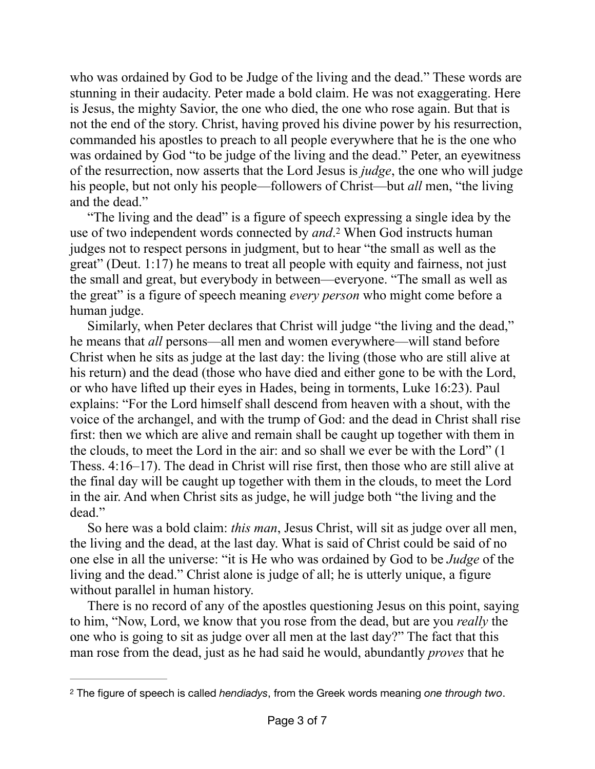who was ordained by God to be Judge of the living and the dead." These words are stunning in their audacity. Peter made a bold claim. He was not exaggerating. Here is Jesus, the mighty Savior, the one who died, the one who rose again. But that is not the end of the story. Christ, having proved his divine power by his resurrection, commanded his apostles to preach to all people everywhere that he is the one who was ordained by God "to be judge of the living and the dead." Peter, an eyewitness of the resurrection, now asserts that the Lord Jesus is *judge*, the one who will judge his people, but not only his people—followers of Christ—but *all* men, "the living and the dead."

"The living and the dead" is a figure of speech expressing a single idea by the use of two independent words connected by *and*.[2] When God instructs human judges not to respect persons in judgment, but to hear "the small as well as the great" (Deut. 1:17) he means to treat all people with equity and fairness, not just the small and great, but everybody in between—everyone. "The small as well as the great" is a figure of speech meaning *every person* who might come before a human judge.

Similarly, when Peter declares that Christ will judge "the living and the dead," he means that *all* persons—all men and women everywhere—will stand before Christ when he sits as judge at the last day: the living (those who are still alive at his return) and the dead (those who have died and either gone to be with the Lord, or who have lifted up their eyes in Hades, being in torments, Luke 16:23). Paul explains: "For the Lord himself shall descend from heaven with a shout, with the voice of the archangel, and with the trump of God: and the dead in Christ shall rise first: then we which are alive and remain shall be caught up together with them in the clouds, to meet the Lord in the air: and so shall we ever be with the Lord" (1 Thess. 4:16–17). The dead in Christ will rise first, then those who are still alive at the final day will be caught up together with them in the clouds, to meet the Lord in the air. And when Christ sits as judge, he will judge both "the living and the dead."

So here was a bold claim: *this man*, Jesus Christ, will sit as judge over all men, the living and the dead, at the last day. What is said of Christ could be said of no one else in all the universe: "it is He who was ordained by God to be *Judge* of the living and the dead." Christ alone is judge of all; he is utterly unique, a figure without parallel in human history.

There is no record of any of the apostles questioning Jesus on this point, saying to him, "Now, Lord, we know that you rose from the dead, but are you *really* the one who is going to sit as judge over all men at the last day?" The fact that this man rose from the dead, just as he had said he would, abundantly *proves* that he

---

[2] The figure of speech is called *hendiadys*, from the Greek words meaning *one through two*.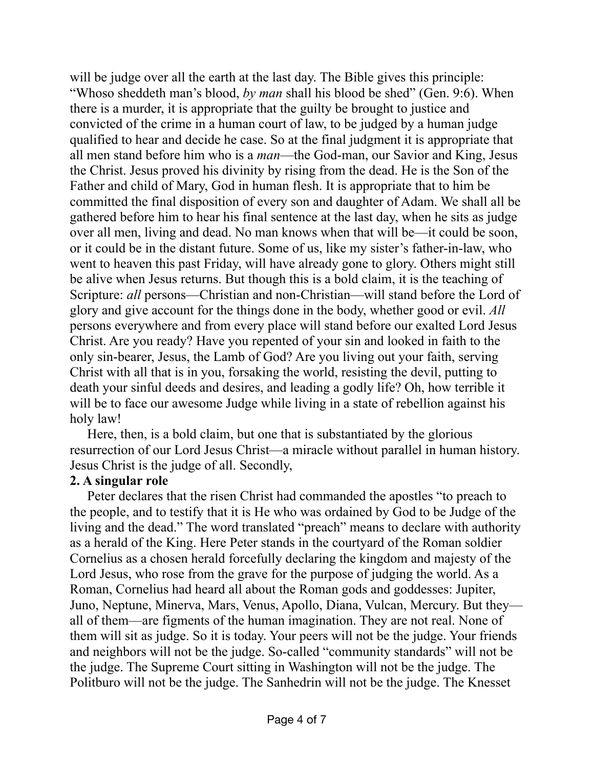will be judge over all the earth at the last day. The Bible gives this principle: "Whoso sheddeth man's blood, *by man* shall his blood be shed" (Gen. 9:6). When there is a murder, it is appropriate that the guilty be brought to justice and convicted of the crime in a human court of law, to be judged by a human judge qualified to hear and decide he case. So at the final judgment it is appropriate that all men stand before him who is a *man*—the God-man, our Savior and King, Jesus the Christ. Jesus proved his divinity by rising from the dead. He is the Son of the Father and child of Mary, God in human flesh. It is appropriate that to him be committed the final disposition of every son and daughter of Adam. We shall all be gathered before him to hear his final sentence at the last day, when he sits as judge over all men, living and dead. No man knows when that will be—it could be soon, or it could be in the distant future. Some of us, like my sister's father-in-law, who went to heaven this past Friday, will have already gone to glory. Others might still be alive when Jesus returns. But though this is a bold claim, it is the teaching of Scripture: *all* persons—Christian and non-Christian—will stand before the Lord of glory and give account for the things done in the body, whether good or evil. *All* persons everywhere and from every place will stand before our exalted Lord Jesus Christ. Are you ready? Have you repented of your sin and looked in faith to the only sin-bearer, Jesus, the Lamb of God? Are you living out your faith, serving Christ with all that is in you, forsaking the world, resisting the devil, putting to death your sinful deeds and desires, and leading a godly life? Oh, how terrible it will be to face our awesome Judge while living in a state of rebellion against his holy law!

Here, then, is a bold claim, but one that is substantiated by the glorious resurrection of our Lord Jesus Christ—a miracle without parallel in human history. Jesus Christ is the judge of all. Secondly,

**2. A singular role**

Peter declares that the risen Christ had commanded the apostles "to preach to the people, and to testify that it is He who was ordained by God to be Judge of the living and the dead." The word translated "preach" means to declare with authority as a herald of the King. Here Peter stands in the courtyard of the Roman soldier Cornelius as a chosen herald forcefully declaring the kingdom and majesty of the Lord Jesus, who rose from the grave for the purpose of judging the world. As a Roman, Cornelius had heard all about the Roman gods and goddesses: Jupiter, Juno, Neptune, Minerva, Mars, Venus, Apollo, Diana, Vulcan, Mercury. But they—all of them—are figments of the human imagination. They are not real. None of them will sit as judge. So it is today. Your peers will not be the judge. Your friends and neighbors will not be the judge. So-called "community standards" will not be the judge. The Supreme Court sitting in Washington will not be the judge. The Politburo will not be the judge. The Sanhedrin will not be the judge. The Knesset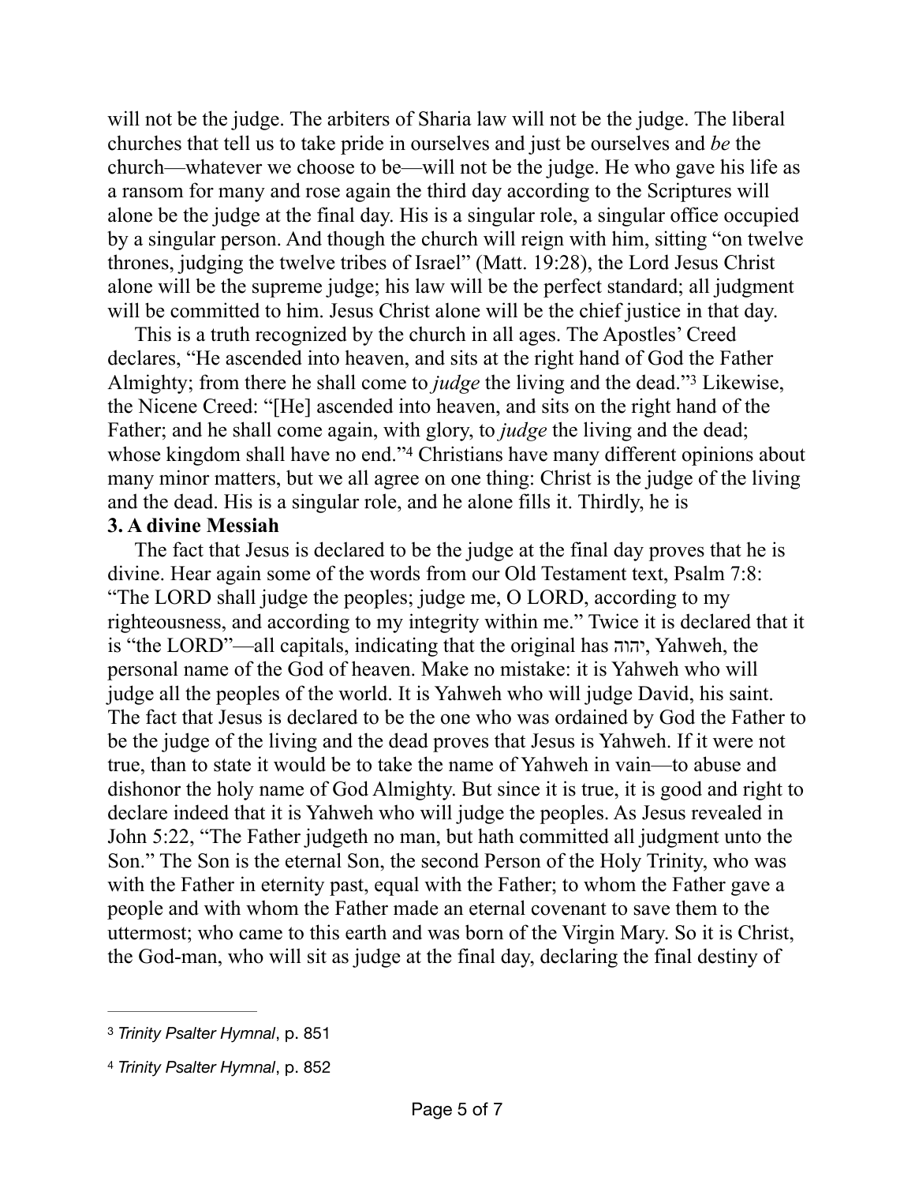will not be the judge. The arbiters of Sharia law will not be the judge. The liberal churches that tell us to take pride in ourselves and just be ourselves and *be* the church—whatever we choose to be—will not be the judge. He who gave his life as a ransom for many and rose again the third day according to the Scriptures will alone be the judge at the final day. His is a singular role, a singular office occupied by a singular person. And though the church will reign with him, sitting "on twelve thrones, judging the twelve tribes of Israel" (Matt. 19:28), the Lord Jesus Christ alone will be the supreme judge; his law will be the perfect standard; all judgment will be committed to him. Jesus Christ alone will be the chief justice in that day.

This is a truth recognized by the church in all ages. The Apostles' Creed declares, "He ascended into heaven, and sits at the right hand of God the Father Almighty; from there he shall come to *judge* the living and the dead."[3] Likewise, the Nicene Creed: "[He] ascended into heaven, and sits on the right hand of the Father; and he shall come again, with glory, to *judge* the living and the dead; whose kingdom shall have no end."[4] Christians have many different opinions about many minor matters, but we all agree on one thing: Christ is the judge of the living and the dead. His is a singular role, and he alone fills it. Thirdly, he is

**3. A divine Messiah**

The fact that Jesus is declared to be the judge at the final day proves that he is divine. Hear again some of the words from our Old Testament text, Psalm 7:8: "The LORD shall judge the peoples; judge me, O LORD, according to my righteousness, and according to my integrity within me." Twice it is declared that it is "the LORD"—all capitals, indicating that the original has יהוה, Yahweh, the personal name of the God of heaven. Make no mistake: it is Yahweh who will judge all the peoples of the world. It is Yahweh who will judge David, his saint. The fact that Jesus is declared to be the one who was ordained by God the Father to be the judge of the living and the dead proves that Jesus is Yahweh. If it were not true, than to state it would be to take the name of Yahweh in vain—to abuse and dishonor the holy name of God Almighty. But since it is true, it is good and right to declare indeed that it is Yahweh who will judge the peoples. As Jesus revealed in John 5:22, "The Father judgeth no man, but hath committed all judgment unto the Son." The Son is the eternal Son, the second Person of the Holy Trinity, who was with the Father in eternity past, equal with the Father; to whom the Father gave a people and with whom the Father made an eternal covenant to save them to the uttermost; who came to this earth and was born of the Virgin Mary. So it is Christ, the God-man, who will sit as judge at the final day, declaring the final destiny of

---

[3] *Trinity Psalter Hymnal*, p. 851

[4] *Trinity Psalter Hymnal*, p. 852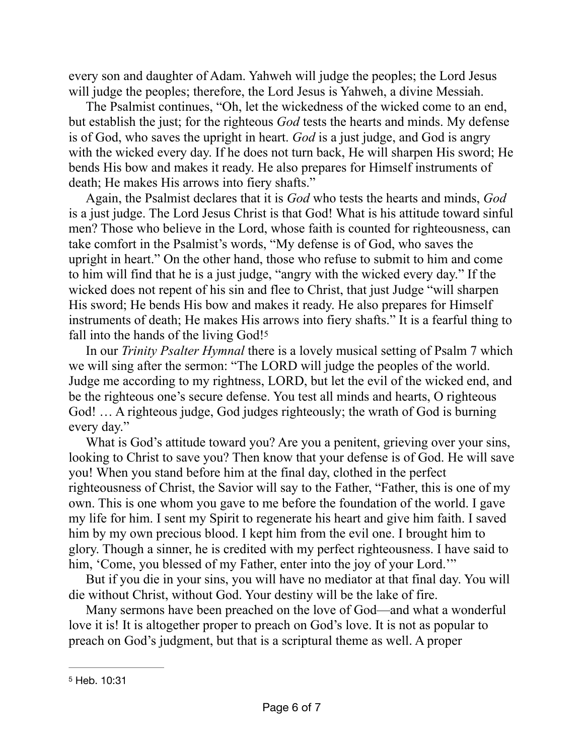every son and daughter of Adam. Yahweh will judge the peoples; the Lord Jesus will judge the peoples; therefore, the Lord Jesus is Yahweh, a divine Messiah.

The Psalmist continues, "Oh, let the wickedness of the wicked come to an end, but establish the just; for the righteous *God* tests the hearts and minds. My defense is of God, who saves the upright in heart. *God* is a just judge, and God is angry with the wicked every day. If he does not turn back, He will sharpen His sword; He bends His bow and makes it ready. He also prepares for Himself instruments of death; He makes His arrows into fiery shafts."

Again, the Psalmist declares that it is *God* who tests the hearts and minds, *God* is a just judge. The Lord Jesus Christ is that God! What is his attitude toward sinful men? Those who believe in the Lord, whose faith is counted for righteousness, can take comfort in the Psalmist's words, "My defense is of God, who saves the upright in heart." On the other hand, those who refuse to submit to him and come to him will find that he is a just judge, "angry with the wicked every day." If the wicked does not repent of his sin and flee to Christ, that just Judge "will sharpen His sword; He bends His bow and makes it ready. He also prepares for Himself instruments of death; He makes His arrows into fiery shafts." It is a fearful thing to fall into the hands of the living God![5]

In our *Trinity Psalter Hymnal* there is a lovely musical setting of Psalm 7 which we will sing after the sermon: "The LORD will judge the peoples of the world. Judge me according to my rightness, LORD, but let the evil of the wicked end, and be the righteous one's secure defense. You test all minds and hearts, O righteous God! … A righteous judge, God judges righteously; the wrath of God is burning every day."

What is God's attitude toward you? Are you a penitent, grieving over your sins, looking to Christ to save you? Then know that your defense is of God. He will save you! When you stand before him at the final day, clothed in the perfect righteousness of Christ, the Savior will say to the Father, "Father, this is one of my own. This is one whom you gave to me before the foundation of the world. I gave my life for him. I sent my Spirit to regenerate his heart and give him faith. I saved him by my own precious blood. I kept him from the evil one. I brought him to glory. Though a sinner, he is credited with my perfect righteousness. I have said to him, 'Come, you blessed of my Father, enter into the joy of your Lord.'"

But if you die in your sins, you will have no mediator at that final day. You will die without Christ, without God. Your destiny will be the lake of fire.

Many sermons have been preached on the love of God—and what a wonderful love it is! It is altogether proper to preach on God's love. It is not as popular to preach on God's judgment, but that is a scriptural theme as well. A proper

---

[5] Heb. 10:31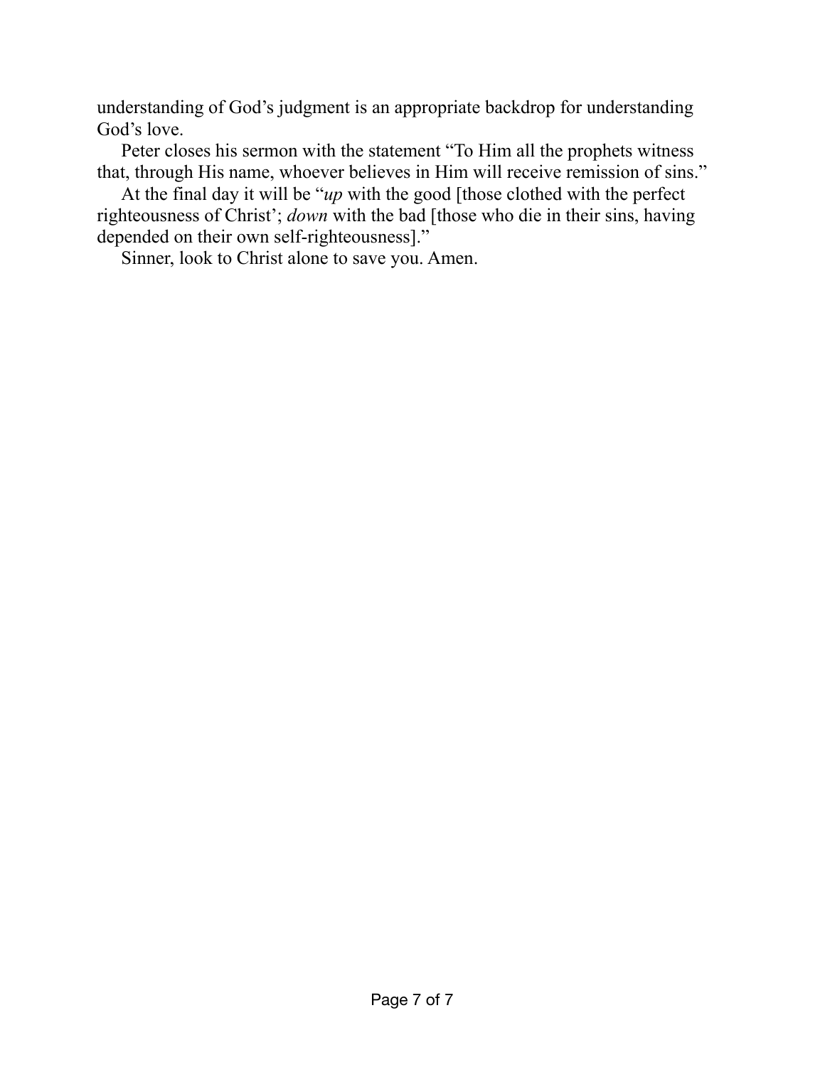understanding of God's judgment is an appropriate backdrop for understanding God's love.

Peter closes his sermon with the statement "To Him all the prophets witness that, through His name, whoever believes in Him will receive remission of sins."

At the final day it will be "*up* with the good [those clothed with the perfect righteousness of Christ'; *down* with the bad [those who die in their sins, having depended on their own self-righteousness]."

Sinner, look to Christ alone to save you. Amen.